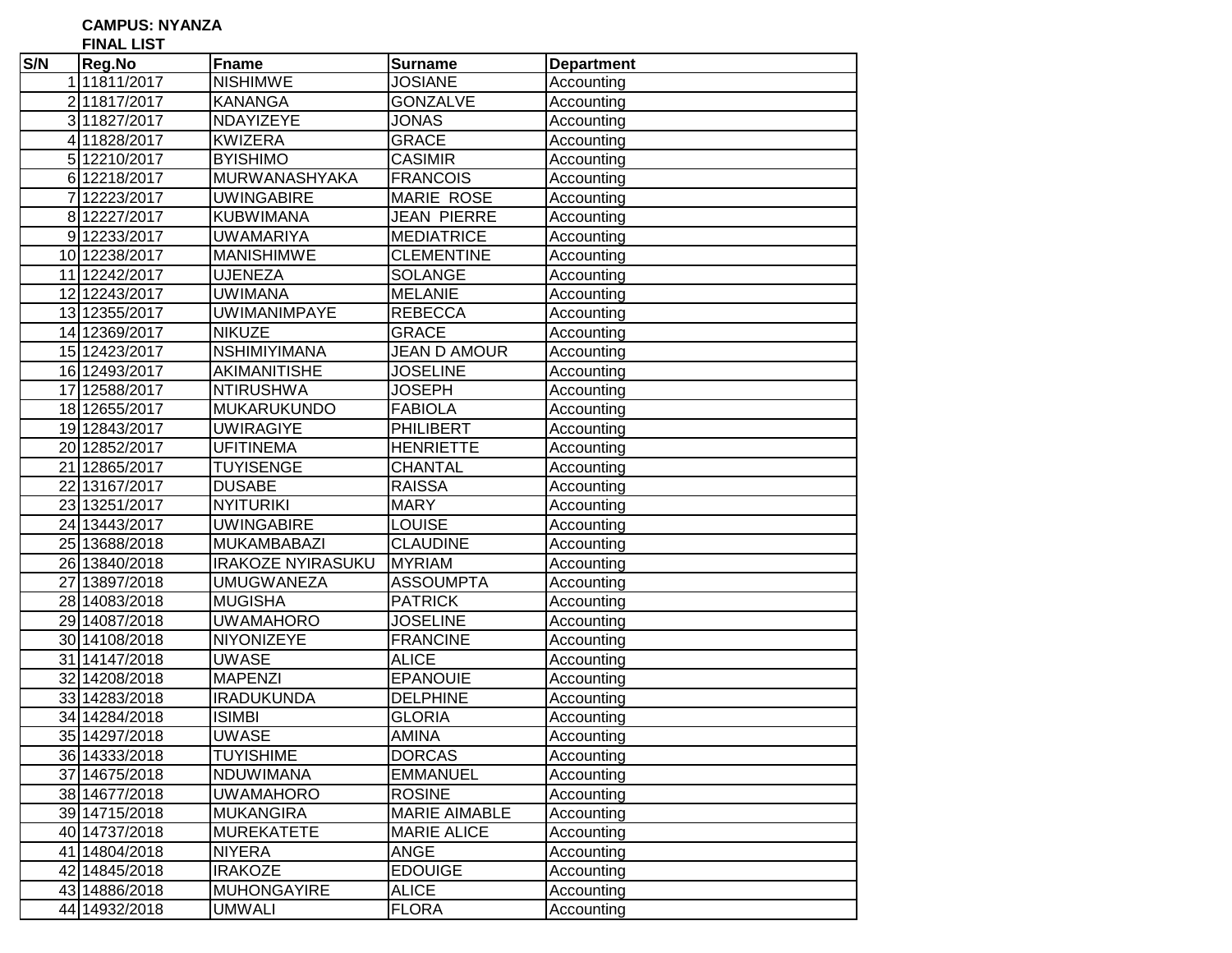**CAMPUS: NYANZA**

**FINAL LIST**

| S/N | Reg.No | Fname | Surname | Department |
|---|---|---|---|---|
| 1 | 11811/2017 | NISHIMWE | JOSIANE | Accounting |
| 2 | 11817/2017 | KANANGA | GONZALVE | Accounting |
| 3 | 11827/2017 | NDAYIZEYE | JONAS | Accounting |
| 4 | 11828/2017 | KWIZERA | GRACE | Accounting |
| 5 | 12210/2017 | BYISHIMO | CASIMIR | Accounting |
| 6 | 12218/2017 | MURWANASHYAKA | FRANCOIS | Accounting |
| 7 | 12223/2017 | UWINGABIRE | MARIE ROSE | Accounting |
| 8 | 12227/2017 | KUBWIMANA | JEAN PIERRE | Accounting |
| 9 | 12233/2017 | UWAMARIYA | MEDIATRICE | Accounting |
| 10 | 12238/2017 | MANISHIMWE | CLEMENTINE | Accounting |
| 11 | 12242/2017 | UJENEZA | SOLANGE | Accounting |
| 12 | 12243/2017 | UWIMANA | MELANIE | Accounting |
| 13 | 12355/2017 | UWIMANIMPAYE | REBECCA | Accounting |
| 14 | 12369/2017 | NIKUZE | GRACE | Accounting |
| 15 | 12423/2017 | NSHIMIYIMANA | JEAN D AMOUR | Accounting |
| 16 | 12493/2017 | AKIMANITISHE | JOSELINE | Accounting |
| 17 | 12588/2017 | NTIRUSHWA | JOSEPH | Accounting |
| 18 | 12655/2017 | MUKARUKUNDO | FABIOLA | Accounting |
| 19 | 12843/2017 | UWIRAGIYE | PHILIBERT | Accounting |
| 20 | 12852/2017 | UFITINEMA | HENRIETTE | Accounting |
| 21 | 12865/2017 | TUYISENGE | CHANTAL | Accounting |
| 22 | 13167/2017 | DUSABE | RAISSA | Accounting |
| 23 | 13251/2017 | NYITURIKI | MARY | Accounting |
| 24 | 13443/2017 | UWINGABIRE | LOUISE | Accounting |
| 25 | 13688/2018 | MUKAMBABAZI | CLAUDINE | Accounting |
| 26 | 13840/2018 | IRAKOZE NYIRASUKU | MYRIAM | Accounting |
| 27 | 13897/2018 | UMUGWANEZA | ASSOUMPTA | Accounting |
| 28 | 14083/2018 | MUGISHA | PATRICK | Accounting |
| 29 | 14087/2018 | UWAMAHORO | JOSELINE | Accounting |
| 30 | 14108/2018 | NIYONIZEYE | FRANCINE | Accounting |
| 31 | 14147/2018 | UWASE | ALICE | Accounting |
| 32 | 14208/2018 | MAPENZI | EPANOUIE | Accounting |
| 33 | 14283/2018 | IRADUKUNDA | DELPHINE | Accounting |
| 34 | 14284/2018 | ISIMBI | GLORIA | Accounting |
| 35 | 14297/2018 | UWASE | AMINA | Accounting |
| 36 | 14333/2018 | TUYISHIME | DORCAS | Accounting |
| 37 | 14675/2018 | NDUWIMANA | EMMANUEL | Accounting |
| 38 | 14677/2018 | UWAMAHORO | ROSINE | Accounting |
| 39 | 14715/2018 | MUKANGIRA | MARIE AIMABLE | Accounting |
| 40 | 14737/2018 | MUREKATETE | MARIE ALICE | Accounting |
| 41 | 14804/2018 | NIYERA | ANGE | Accounting |
| 42 | 14845/2018 | IRAKOZE | EDOUIGE | Accounting |
| 43 | 14886/2018 | MUHONGAYIRE | ALICE | Accounting |
| 44 | 14932/2018 | UMWALI | FLORA | Accounting |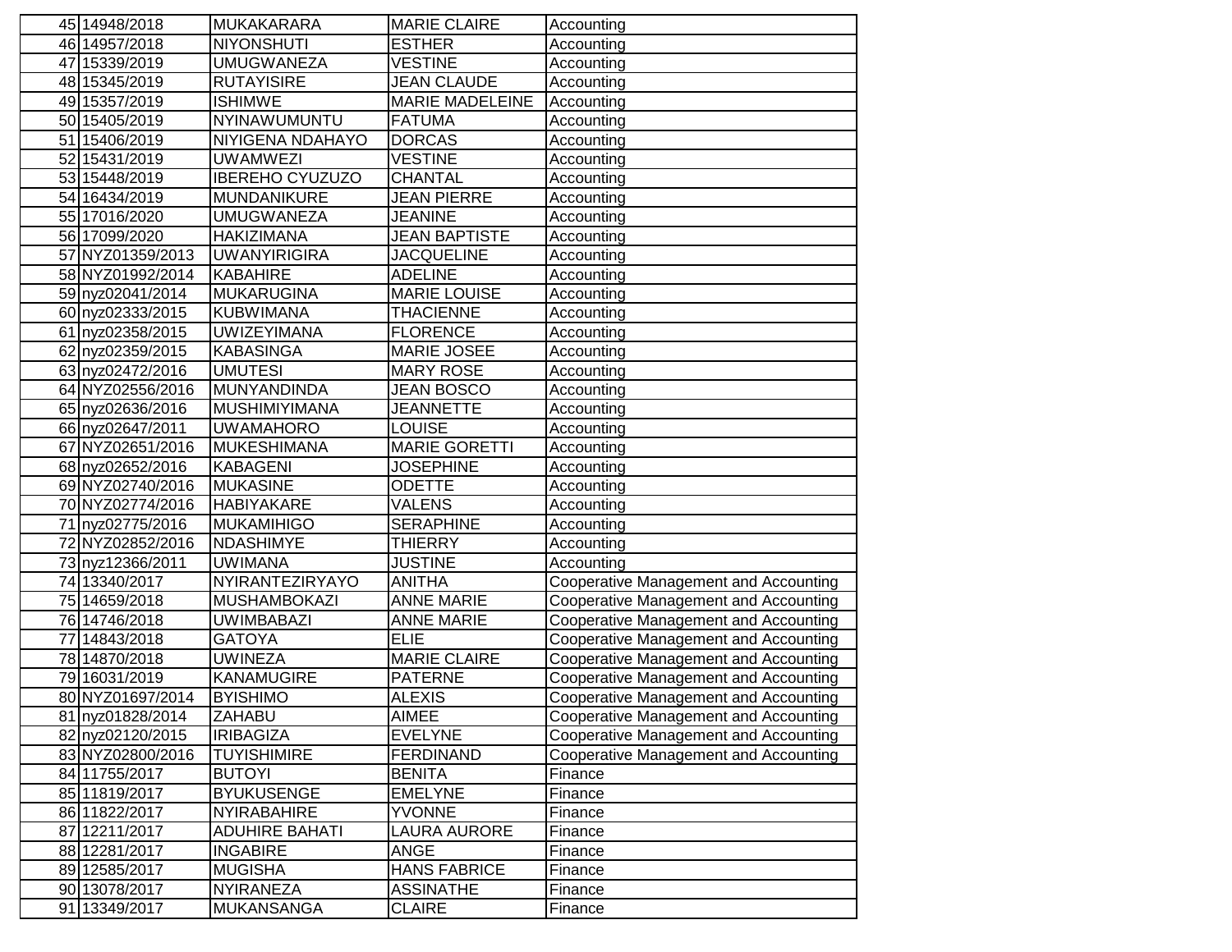| | | | | |
|---|---|---|---|---|
| 45 | 14948/2018 | MUKAKARARA | MARIE CLAIRE | Accounting |
| 46 | 14957/2018 | NIYONSHUTI | ESTHER | Accounting |
| 47 | 15339/2019 | UMUGWANEZA | VESTINE | Accounting |
| 48 | 15345/2019 | RUTAYISIRE | JEAN CLAUDE | Accounting |
| 49 | 15357/2019 | ISHIMWE | MARIE MADELEINE | Accounting |
| 50 | 15405/2019 | NYINAWUMUNTU | FATUMA | Accounting |
| 51 | 15406/2019 | NIYIGENA NDAHAYO | DORCAS | Accounting |
| 52 | 15431/2019 | UWAMWEZI | VESTINE | Accounting |
| 53 | 15448/2019 | IBEREHO CYUZUZO | CHANTAL | Accounting |
| 54 | 16434/2019 | MUNDANIKURE | JEAN PIERRE | Accounting |
| 55 | 17016/2020 | UMUGWANEZA | JEANINE | Accounting |
| 56 | 17099/2020 | HAKIZIMANA | JEAN BAPTISTE | Accounting |
| 57 | NYZ01359/2013 | UWANYIRIGIRA | JACQUELINE | Accounting |
| 58 | NYZ01992/2014 | KABAHIRE | ADELINE | Accounting |
| 59 | nyz02041/2014 | MUKARUGINA | MARIE LOUISE | Accounting |
| 60 | nyz02333/2015 | KUBWIMANA | THACIENNE | Accounting |
| 61 | nyz02358/2015 | UWIZEYIMANA | FLORENCE | Accounting |
| 62 | nyz02359/2015 | KABASINGA | MARIE JOSEE | Accounting |
| 63 | nyz02472/2016 | UMUTESI | MARY ROSE | Accounting |
| 64 | NYZ02556/2016 | MUNYANDINDA | JEAN BOSCO | Accounting |
| 65 | nyz02636/2016 | MUSHIMIYIMANA | JEANNETTE | Accounting |
| 66 | nyz02647/2011 | UWAMAHORO | LOUISE | Accounting |
| 67 | NYZ02651/2016 | MUKESHIMANA | MARIE GORETTI | Accounting |
| 68 | nyz02652/2016 | KABAGENI | JOSEPHINE | Accounting |
| 69 | NYZ02740/2016 | MUKASINE | ODETTE | Accounting |
| 70 | NYZ02774/2016 | HABIYAKARE | VALENS | Accounting |
| 71 | nyz02775/2016 | MUKAMIHIGO | SERAPHINE | Accounting |
| 72 | NYZ02852/2016 | NDASHIMYE | THIERRY | Accounting |
| 73 | nyz12366/2011 | UWIMANA | JUSTINE | Accounting |
| 74 | 13340/2017 | NYIRANTEZIRYAYO | ANITHA | Cooperative Management and Accounting |
| 75 | 14659/2018 | MUSHAMBOKAZI | ANNE MARIE | Cooperative Management and Accounting |
| 76 | 14746/2018 | UWIMBABAZI | ANNE MARIE | Cooperative Management and Accounting |
| 77 | 14843/2018 | GATOYA | ELIE | Cooperative Management and Accounting |
| 78 | 14870/2018 | UWINEZA | MARIE CLAIRE | Cooperative Management and Accounting |
| 79 | 16031/2019 | KANAMUGIRE | PATERNE | Cooperative Management and Accounting |
| 80 | NYZ01697/2014 | BYISHIMO | ALEXIS | Cooperative Management and Accounting |
| 81 | nyz01828/2014 | ZAHABU | AIMEE | Cooperative Management and Accounting |
| 82 | nyz02120/2015 | IRIBAGIZA | EVELYNE | Cooperative Management and Accounting |
| 83 | NYZ02800/2016 | TUYISHIMIRE | FERDINAND | Cooperative Management and Accounting |
| 84 | 11755/2017 | BUTOYI | BENITA | Finance |
| 85 | 11819/2017 | BYUKUSENGE | EMELYNE | Finance |
| 86 | 11822/2017 | NYIRABAHIRE | YVONNE | Finance |
| 87 | 12211/2017 | ADUHIRE BAHATI | LAURA AURORE | Finance |
| 88 | 12281/2017 | INGABIRE | ANGE | Finance |
| 89 | 12585/2017 | MUGISHA | HANS FABRICE | Finance |
| 90 | 13078/2017 | NYIRANEZA | ASSINATHE | Finance |
| 91 | 13349/2017 | MUKANSANGA | CLAIRE | Finance |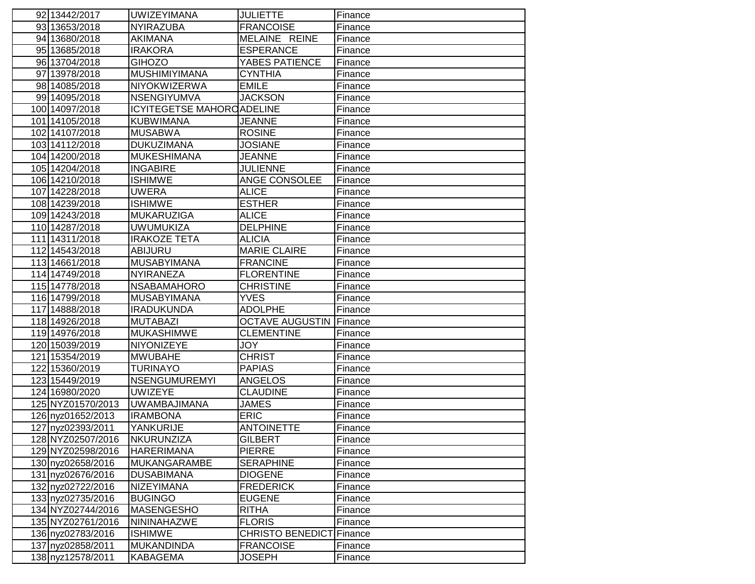| | | | | |
|---|---|---|---|---|
| 92 | 13442/2017 | UWIZEYIMANA | JULIETTE | Finance |
| 93 | 13653/2018 | NYIRAZUBA | FRANCOISE | Finance |
| 94 | 13680/2018 | AKIMANA | MELAINE  REINE | Finance |
| 95 | 13685/2018 | IRAKORA | ESPERANCE | Finance |
| 96 | 13704/2018 | GIHOZO | YABES PATIENCE | Finance |
| 97 | 13978/2018 | MUSHIMIYIMANA | CYNTHIA | Finance |
| 98 | 14085/2018 | NIYOKWIZERWA | EMILE | Finance |
| 99 | 14095/2018 | NSENGIYUMVA | JACKSON | Finance |
| 100 | 14097/2018 | ICYITEGETSE MAHORO | ADELINE | Finance |
| 101 | 14105/2018 | KUBWIMANA | JEANNE | Finance |
| 102 | 14107/2018 | MUSABWA | ROSINE | Finance |
| 103 | 14112/2018 | DUKUZIMANA | JOSIANE | Finance |
| 104 | 14200/2018 | MUKESHIMANA | JEANNE | Finance |
| 105 | 14204/2018 | INGABIRE | JULIENNE | Finance |
| 106 | 14210/2018 | ISHIMWE | ANGE CONSOLEE | Finance |
| 107 | 14228/2018 | UWERA | ALICE | Finance |
| 108 | 14239/2018 | ISHIMWE | ESTHER | Finance |
| 109 | 14243/2018 | MUKARUZIGA | ALICE | Finance |
| 110 | 14287/2018 | UWUMUKIZA | DELPHINE | Finance |
| 111 | 14311/2018 | IRAKOZE TETA | ALICIA | Finance |
| 112 | 14543/2018 | ABIJURU | MARIE CLAIRE | Finance |
| 113 | 14661/2018 | MUSABYIMANA | FRANCINE | Finance |
| 114 | 14749/2018 | NYIRANEZA | FLORENTINE | Finance |
| 115 | 14778/2018 | NSABAMAHORO | CHRISTINE | Finance |
| 116 | 14799/2018 | MUSABYIMANA | YVES | Finance |
| 117 | 14888/2018 | IRADUKUNDA | ADOLPHE | Finance |
| 118 | 14926/2018 | MUTABAZI | OCTAVE AUGUSTIN | Finance |
| 119 | 14976/2018 | MUKASHIMWE | CLEMENTINE | Finance |
| 120 | 15039/2019 | NIYONIZEYE | JOY | Finance |
| 121 | 15354/2019 | MWUBAHE | CHRIST | Finance |
| 122 | 15360/2019 | TURINAYO | PAPIAS | Finance |
| 123 | 15449/2019 | NSENGUMUREMYI | ANGELOS | Finance |
| 124 | 16980/2020 | UWIZEYE | CLAUDINE | Finance |
| 125 | NYZ01570/2013 | UWAMBAJIMANA | JAMES | Finance |
| 126 | nyz01652/2013 | IRAMBONA | ERIC | Finance |
| 127 | nyz02393/2011 | YANKURIJE | ANTOINETTE | Finance |
| 128 | NYZ02507/2016 | NKURUNZIZA | GILBERT | Finance |
| 129 | NYZ02598/2016 | HARERIMANA | PIERRE | Finance |
| 130 | nyz02658/2016 | MUKANGARAMBE | SERAPHINE | Finance |
| 131 | nyz02676/2016 | DUSABIMANA | DIOGENE | Finance |
| 132 | nyz02722/2016 | NIZEYIMANA | FREDERICK | Finance |
| 133 | nyz02735/2016 | BUGINGO | EUGENE | Finance |
| 134 | NYZ02744/2016 | MASENGESHO | RITHA | Finance |
| 135 | NYZ02761/2016 | NININAHAZWE | FLORIS | Finance |
| 136 | nyz02783/2016 | ISHIMWE | CHRISTO BENEDICT | Finance |
| 137 | nyz02858/2011 | MUKANDINDA | FRANCOISE | Finance |
| 138 | nyz12578/2011 | KABAGEMA | JOSEPH | Finance |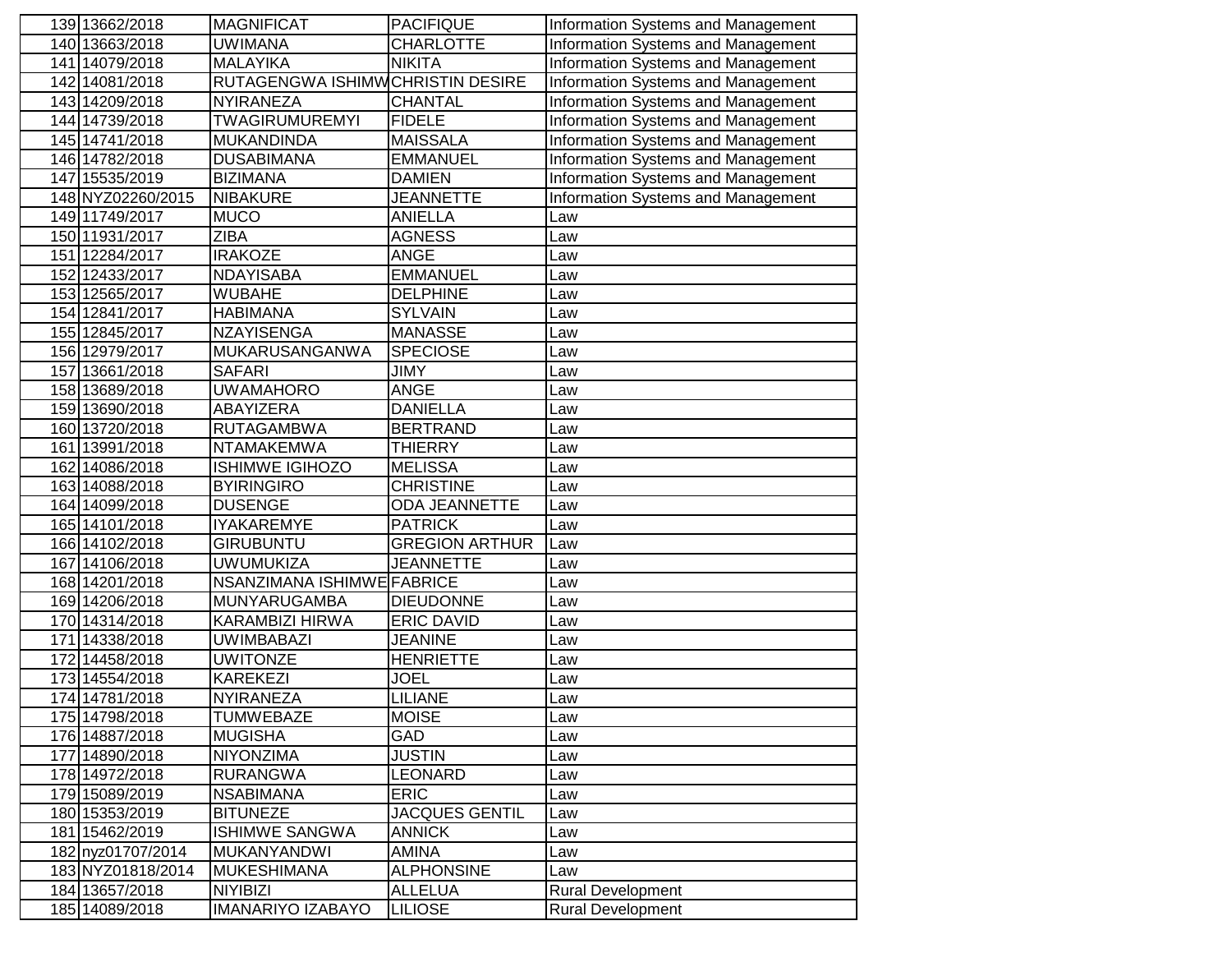| | | | | |
|---|---|---|---|---|
| 139 | 13662/2018 | MAGNIFICAT | PACIFIQUE | Information Systems and Management |
| 140 | 13663/2018 | UWIMANA | CHARLOTTE | Information Systems and Management |
| 141 | 14079/2018 | MALAYIKA | NIKITA | Information Systems and Management |
| 142 | 14081/2018 | RUTAGENGWA ISHIMW | CHRISTIN DESIRE | Information Systems and Management |
| 143 | 14209/2018 | NYIRANEZA | CHANTAL | Information Systems and Management |
| 144 | 14739/2018 | TWAGIRUMUREMYI | FIDELE | Information Systems and Management |
| 145 | 14741/2018 | MUKANDINDA | MAISSALA | Information Systems and Management |
| 146 | 14782/2018 | DUSABIMANA | EMMANUEL | Information Systems and Management |
| 147 | 15535/2019 | BIZIMANA | DAMIEN | Information Systems and Management |
| 148 | NYZ02260/2015 | NIBAKURE | JEANNETTE | Information Systems and Management |
| 149 | 11749/2017 | MUCO | ANIELLA | Law |
| 150 | 11931/2017 | ZIBA | AGNESS | Law |
| 151 | 12284/2017 | IRAKOZE | ANGE | Law |
| 152 | 12433/2017 | NDAYISABA | EMMANUEL | Law |
| 153 | 12565/2017 | WUBAHE | DELPHINE | Law |
| 154 | 12841/2017 | HABIMANA | SYLVAIN | Law |
| 155 | 12845/2017 | NZAYISENGA | MANASSE | Law |
| 156 | 12979/2017 | MUKARUSANGANWA | SPECIOSE | Law |
| 157 | 13661/2018 | SAFARI | JIMY | Law |
| 158 | 13689/2018 | UWAMAHORO | ANGE | Law |
| 159 | 13690/2018 | ABAYIZERA | DANIELLA | Law |
| 160 | 13720/2018 | RUTAGAMBWA | BERTRAND | Law |
| 161 | 13991/2018 | NTAMAKEMWA | THIERRY | Law |
| 162 | 14086/2018 | ISHIMWE IGIHOZO | MELISSA | Law |
| 163 | 14088/2018 | BYIRINGIRO | CHRISTINE | Law |
| 164 | 14099/2018 | DUSENGE | ODA JEANNETTE | Law |
| 165 | 14101/2018 | IYAKAREMYE | PATRICK | Law |
| 166 | 14102/2018 | GIRUBUNTU | GREGION ARTHUR | Law |
| 167 | 14106/2018 | UWUMUKIZA | JEANNETTE | Law |
| 168 | 14201/2018 | NSANZIMANA ISHIMWE | FABRICE | Law |
| 169 | 14206/2018 | MUNYARUGAMBA | DIEUDONNE | Law |
| 170 | 14314/2018 | KARAMBIZI HIRWA | ERIC DAVID | Law |
| 171 | 14338/2018 | UWIMBABAZI | JEANINE | Law |
| 172 | 14458/2018 | UWITONZE | HENRIETTE | Law |
| 173 | 14554/2018 | KAREKEZI | JOEL | Law |
| 174 | 14781/2018 | NYIRANEZA | LILIANE | Law |
| 175 | 14798/2018 | TUMWEBAZE | MOISE | Law |
| 176 | 14887/2018 | MUGISHA | GAD | Law |
| 177 | 14890/2018 | NIYONZIMA | JUSTIN | Law |
| 178 | 14972/2018 | RURANGWA | LEONARD | Law |
| 179 | 15089/2019 | NSABIMANA | ERIC | Law |
| 180 | 15353/2019 | BITUNEZE | JACQUES GENTIL | Law |
| 181 | 15462/2019 | ISHIMWE SANGWA | ANNICK | Law |
| 182 | nyz01707/2014 | MUKANYANDWI | AMINA | Law |
| 183 | NYZ01818/2014 | MUKESHIMANA | ALPHONSINE | Law |
| 184 | 13657/2018 | NIYIBIZI | ALLELUA | Rural Development |
| 185 | 14089/2018 | IMANARIYO IZABAYO | LILIOSE | Rural Development |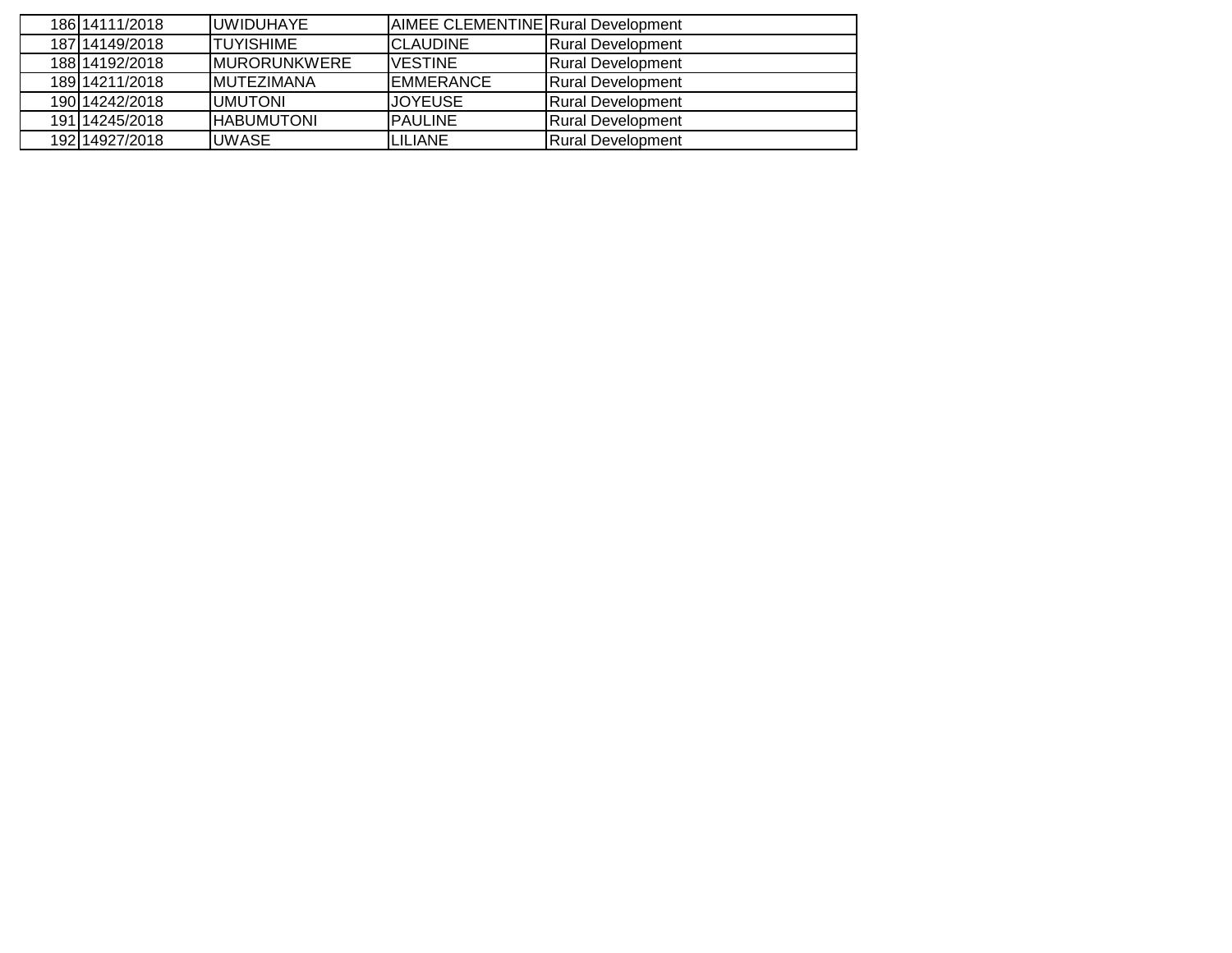| | | | | |
|---|---|---|---|---|
| 186 | 14111/2018 | UWIDUHAYE | AIMEE CLEMENTINE | Rural Development |
| 187 | 14149/2018 | TUYISHIME | CLAUDINE | Rural Development |
| 188 | 14192/2018 | MURORUNKWERE | VESTINE | Rural Development |
| 189 | 14211/2018 | MUTEZIMANA | EMMERANCE | Rural Development |
| 190 | 14242/2018 | UMUTONI | JOYEUSE | Rural Development |
| 191 | 14245/2018 | HABUMUTONI | PAULINE | Rural Development |
| 192 | 14927/2018 | UWASE | LILIANE | Rural Development |